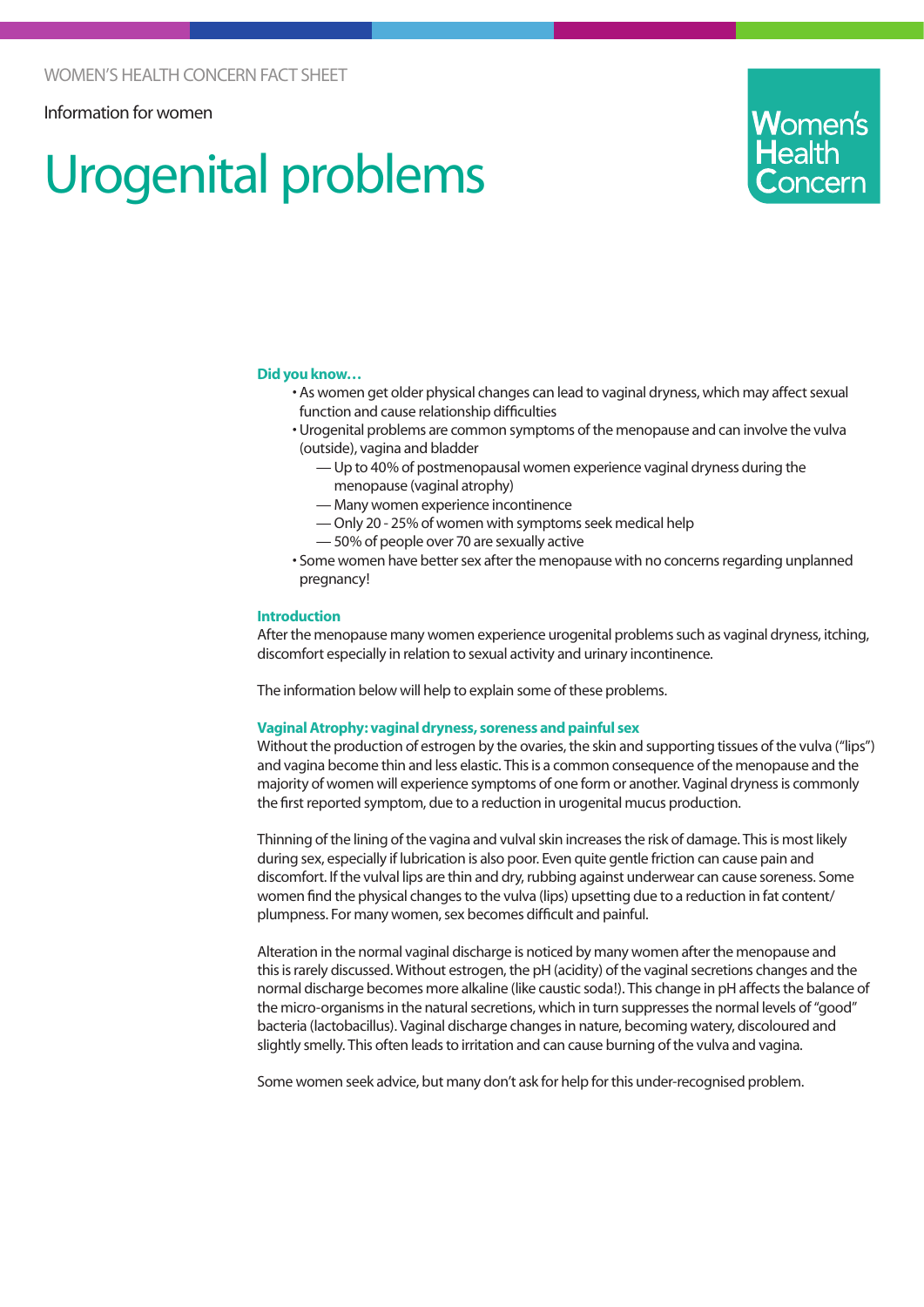WOMEN'S HEALTH CONCERN FACT SHEET

Information for women

# Urogenital problems

Women's Health Concern

**Did you know…**

- As women get older physical changes can lead to vaginal dryness, which may affect sexual function and cause relationship difficulties
- Urogenital problems are common symptoms of the menopause and can involve the vulva (outside), vagina and bladder
  - Up to 40% of postmenopausal women experience vaginal dryness during the menopause (vaginal atrophy)
  - Many women experience incontinence
  - Only 20 - 25% of women with symptoms seek medical help
  - 50% of people over 70 are sexually active
- Some women have better sex after the menopause with no concerns regarding unplanned pregnancy!

## Introduction

After the menopause many women experience urogenital problems such as vaginal dryness, itching, discomfort especially in relation to sexual activity and urinary incontinence.

The information below will help to explain some of these problems.

## Vaginal Atrophy: vaginal dryness, soreness and painful sex

Without the production of estrogen by the ovaries, the skin and supporting tissues of the vulva ("lips") and vagina become thin and less elastic. This is a common consequence of the menopause and the majority of women will experience symptoms of one form or another. Vaginal dryness is commonly the first reported symptom, due to a reduction in urogenital mucus production.

Thinning of the lining of the vagina and vulval skin increases the risk of damage. This is most likely during sex, especially if lubrication is also poor. Even quite gentle friction can cause pain and discomfort. If the vulval lips are thin and dry, rubbing against underwear can cause soreness. Some women find the physical changes to the vulva (lips) upsetting due to a reduction in fat content/plumpness. For many women, sex becomes difficult and painful.

Alteration in the normal vaginal discharge is noticed by many women after the menopause and this is rarely discussed. Without estrogen, the pH (acidity) of the vaginal secretions changes and the normal discharge becomes more alkaline (like caustic soda!). This change in pH affects the balance of the micro-organisms in the natural secretions, which in turn suppresses the normal levels of "good" bacteria (lactobacillus). Vaginal discharge changes in nature, becoming watery, discoloured and slightly smelly. This often leads to irritation and can cause burning of the vulva and vagina.

Some women seek advice, but many don't ask for help for this under-recognised problem.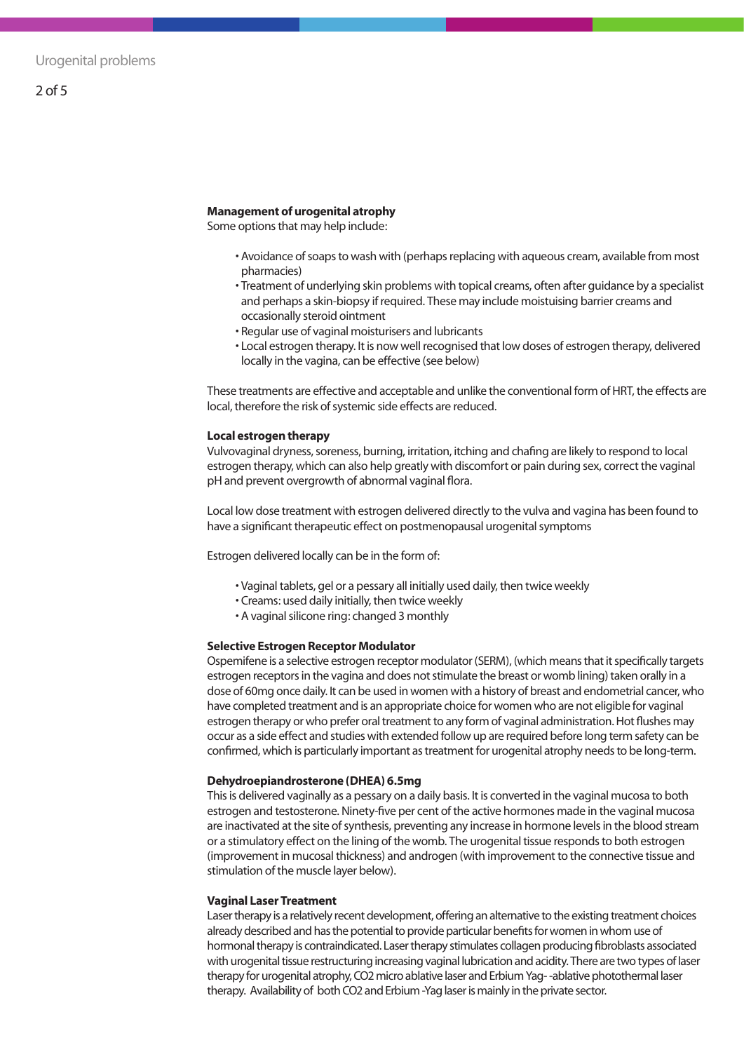## Management of urogenital atrophy

Some options that may help include:

- Avoidance of soaps to wash with (perhaps replacing with aqueous cream, available from most pharmacies)
- Treatment of underlying skin problems with topical creams, often after guidance by a specialist and perhaps a skin-biopsy if required. These may include moistuising barrier creams and occasionally steroid ointment
- Regular use of vaginal moisturisers and lubricants
- Local estrogen therapy. It is now well recognised that low doses of estrogen therapy, delivered locally in the vagina, can be effective (see below)

These treatments are effective and acceptable and unlike the conventional form of HRT, the effects are local, therefore the risk of systemic side effects are reduced.

## Local estrogen therapy

Vulvovaginal dryness, soreness, burning, irritation, itching and chafing are likely to respond to local estrogen therapy, which can also help greatly with discomfort or pain during sex, correct the vaginal pH and prevent overgrowth of abnormal vaginal flora.

Local low dose treatment with estrogen delivered directly to the vulva and vagina has been found to have a significant therapeutic effect on postmenopausal urogenital symptoms

Estrogen delivered locally can be in the form of:

- Vaginal tablets, gel or a pessary all initially used daily, then twice weekly
- Creams: used daily initially, then twice weekly
- A vaginal silicone ring: changed 3 monthly

## Selective Estrogen Receptor Modulator

Ospemifene is a selective estrogen receptor modulator (SERM), (which means that it specifically targets estrogen receptors in the vagina and does not stimulate the breast or womb lining) taken orally in a dose of 60mg once daily. It can be used in women with a history of breast and endometrial cancer, who have completed treatment and is an appropriate choice for women who are not eligible for vaginal estrogen therapy or who prefer oral treatment to any form of vaginal administration. Hot flushes may occur as a side effect and studies with extended follow up are required before long term safety can be confirmed, which is particularly important as treatment for urogenital atrophy needs to be long-term.

## Dehydroepiandrosterone (DHEA) 6.5mg

This is delivered vaginally as a pessary on a daily basis. It is converted in the vaginal mucosa to both estrogen and testosterone. Ninety-five per cent of the active hormones made in the vaginal mucosa are inactivated at the site of synthesis, preventing any increase in hormone levels in the blood stream or a stimulatory effect on the lining of the womb. The urogenital tissue responds to both estrogen (improvement in mucosal thickness) and androgen (with improvement to the connective tissue and stimulation of the muscle layer below).

## Vaginal Laser Treatment

Laser therapy is a relatively recent development, offering an alternative to the existing treatment choices already described and has the potential to provide particular benefits for women in whom use of hormonal therapy is contraindicated. Laser therapy stimulates collagen producing fibroblasts associated with urogenital tissue restructuring increasing vaginal lubrication and acidity. There are two types of laser therapy for urogenital atrophy, $CO_2$ micro ablative laser and Erbium Yag- -ablative photothermal laser therapy. Availability of both $CO_2$ and Erbium -Yag laser is mainly in the private sector.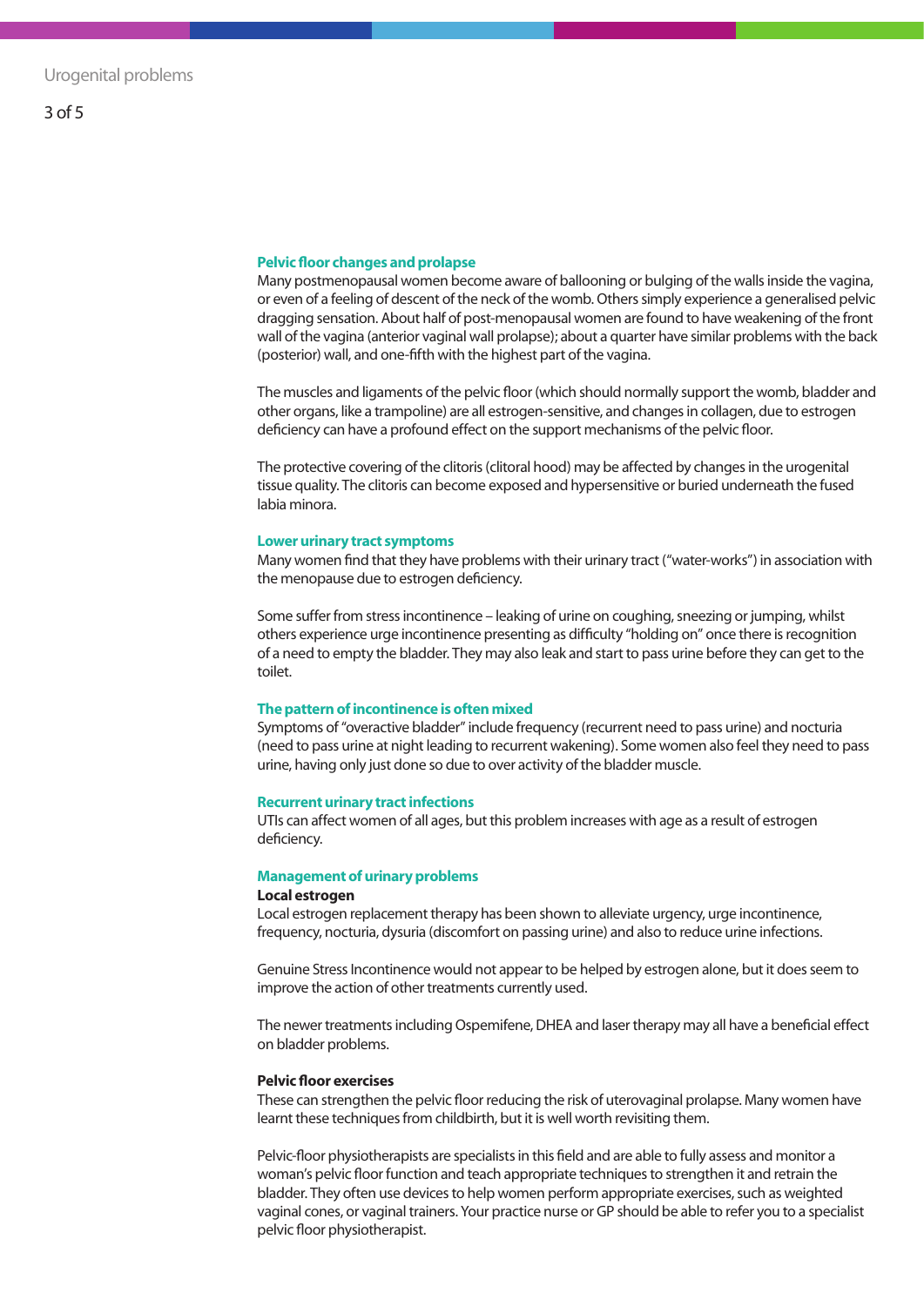## Pelvic floor changes and prolapse

Many postmenopausal women become aware of ballooning or bulging of the walls inside the vagina, or even of a feeling of descent of the neck of the womb. Others simply experience a generalised pelvic dragging sensation. About half of post-menopausal women are found to have weakening of the front wall of the vagina (anterior vaginal wall prolapse); about a quarter have similar problems with the back (posterior) wall, and one-fifth with the highest part of the vagina.

The muscles and ligaments of the pelvic floor (which should normally support the womb, bladder and other organs, like a trampoline) are all estrogen-sensitive, and changes in collagen, due to estrogen deficiency can have a profound effect on the support mechanisms of the pelvic floor.

The protective covering of the clitoris (clitoral hood) may be affected by changes in the urogenital tissue quality. The clitoris can become exposed and hypersensitive or buried underneath the fused labia minora.

## Lower urinary tract symptoms

Many women find that they have problems with their urinary tract ("water-works") in association with the menopause due to estrogen deficiency.

Some suffer from stress incontinence – leaking of urine on coughing, sneezing or jumping, whilst others experience urge incontinence presenting as difficulty "holding on" once there is recognition of a need to empty the bladder. They may also leak and start to pass urine before they can get to the toilet.

## The pattern of incontinence is often mixed

Symptoms of "overactive bladder" include frequency (recurrent need to pass urine) and nocturia (need to pass urine at night leading to recurrent wakening). Some women also feel they need to pass urine, having only just done so due to over activity of the bladder muscle.

## Recurrent urinary tract infections

UTIs can affect women of all ages, but this problem increases with age as a result of estrogen deficiency.

## Management of urinary problems

### Local estrogen

Local estrogen replacement therapy has been shown to alleviate urgency, urge incontinence, frequency, nocturia, dysuria (discomfort on passing urine) and also to reduce urine infections.

Genuine Stress Incontinence would not appear to be helped by estrogen alone, but it does seem to improve the action of other treatments currently used.

The newer treatments including Ospemifene, DHEA and laser therapy may all have a beneficial effect on bladder problems.

### Pelvic floor exercises

These can strengthen the pelvic floor reducing the risk of uterovaginal prolapse. Many women have learnt these techniques from childbirth, but it is well worth revisiting them.

Pelvic-floor physiotherapists are specialists in this field and are able to fully assess and monitor a woman's pelvic floor function and teach appropriate techniques to strengthen it and retrain the bladder. They often use devices to help women perform appropriate exercises, such as weighted vaginal cones, or vaginal trainers. Your practice nurse or GP should be able to refer you to a specialist pelvic floor physiotherapist.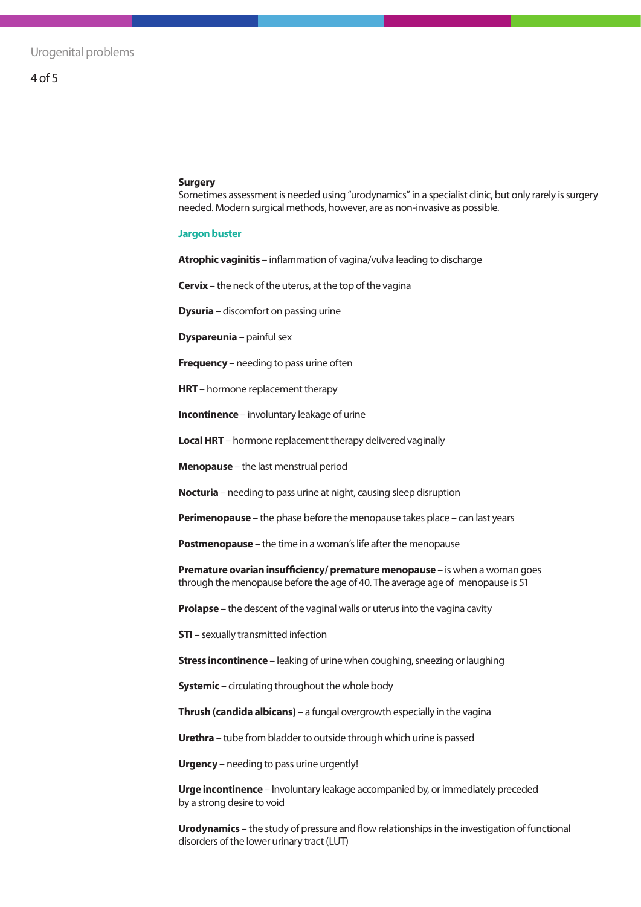### Surgery

Sometimes assessment is needed using "urodynamics" in a specialist clinic, but only rarely is surgery needed. Modern surgical methods, however, are as non-invasive as possible.

### Jargon buster

**Atrophic vaginitis** – inflammation of vagina/vulva leading to discharge

**Cervix** – the neck of the uterus, at the top of the vagina

**Dysuria** – discomfort on passing urine

**Dyspareunia** – painful sex

**Frequency** – needing to pass urine often

**HRT** – hormone replacement therapy

**Incontinence** – involuntary leakage of urine

**Local HRT** – hormone replacement therapy delivered vaginally

**Menopause** – the last menstrual period

**Nocturia** – needing to pass urine at night, causing sleep disruption

**Perimenopause** – the phase before the menopause takes place – can last years

**Postmenopause** – the time in a woman's life after the menopause

**Premature ovarian insufficiency/ premature menopause** – is when a woman goes through the menopause before the age of 40. The average age of menopause is 51

**Prolapse** – the descent of the vaginal walls or uterus into the vagina cavity

**STI** – sexually transmitted infection

**Stress incontinence** – leaking of urine when coughing, sneezing or laughing

**Systemic** – circulating throughout the whole body

**Thrush (candida albicans)** – a fungal overgrowth especially in the vagina

**Urethra** – tube from bladder to outside through which urine is passed

**Urgency** – needing to pass urine urgently!

**Urge incontinence** – Involuntary leakage accompanied by, or immediately preceded by a strong desire to void

**Urodynamics** – the study of pressure and flow relationships in the investigation of functional disorders of the lower urinary tract (LUT)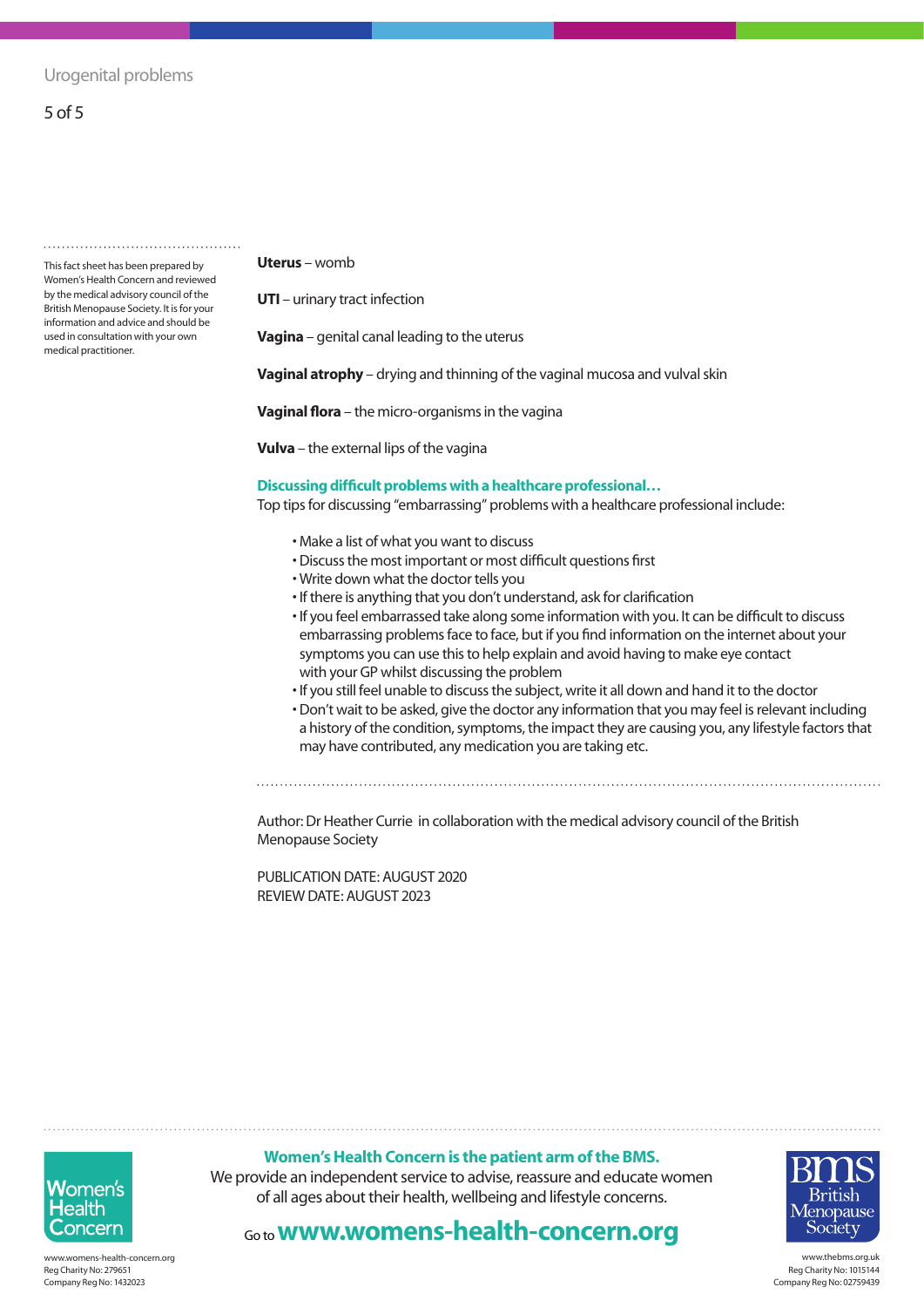This fact sheet has been prepared by Women's Health Concern and reviewed by the medical advisory council of the British Menopause Society. It is for your information and advice and should be used in consultation with your own medical practitioner.

**Uterus** – womb

**UTI** – urinary tract infection

**Vagina** – genital canal leading to the uterus

**Vaginal atrophy** – drying and thinning of the vaginal mucosa and vulval skin

**Vaginal flora** – the micro-organisms in the vagina

**Vulva** – the external lips of the vagina

## Discussing difficult problems with a healthcare professional…

Top tips for discussing "embarrassing" problems with a healthcare professional include:

- Make a list of what you want to discuss
- Discuss the most important or most difficult questions first
- Write down what the doctor tells you
- If there is anything that you don't understand, ask for clarification
- If you feel embarrassed take along some information with you. It can be difficult to discuss embarrassing problems face to face, but if you find information on the internet about your symptoms you can use this to help explain and avoid having to make eye contact with your GP whilst discussing the problem
- If you still feel unable to discuss the subject, write it all down and hand it to the doctor
- Don't wait to be asked, give the doctor any information that you may feel is relevant including a history of the condition, symptoms, the impact they are causing you, any lifestyle factors that may have contributed, any medication you are taking etc.

Author: Dr Heather Currie in collaboration with the medical advisory council of the British Menopause Society

PUBLICATION DATE: AUGUST 2020
REVIEW DATE: AUGUST 2023

**Women's Health Concern is the patient arm of the BMS.**
We provide an independent service to advise, reassure and educate women of all ages about their health, wellbeing and lifestyle concerns.

Go to **www.womens-health-concern.org**

Women's Health Concern
www.womens-health-concern.org
Reg Charity No: 279651
Company Reg No: 1432023

BMS British Menopause Society
www.thebms.org.uk
Reg Charity No: 1015144
Company Reg No: 02759439